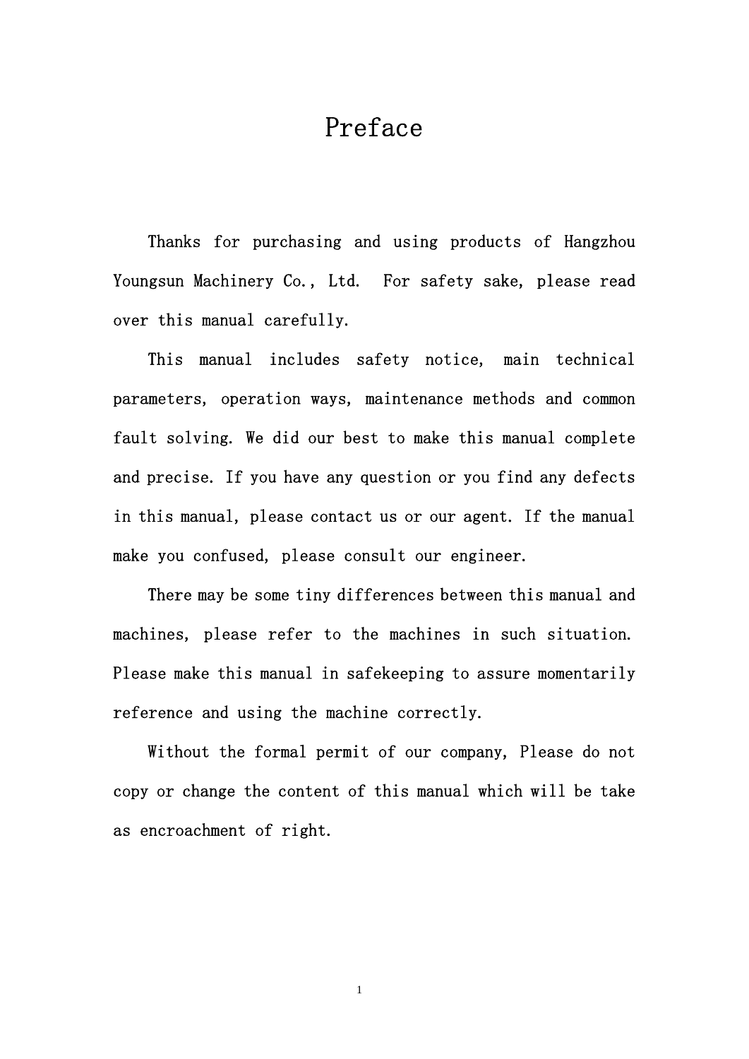# Preface

Thanks for purchasing and using products of Hangzhou Youngsun Machinery Co., Ltd. For safety sake, please read over this manual carefully.

This manual includes safety notice, main technical parameters, operation ways, maintenance methods and common fault solving. We did our best to make this manual complete and precise. If you have any question or you find any defects in this manual, please contact us or our agent. If the manual make you confused, please consult our engineer.

There may be some tiny differences between this manual and machines, please refer to the machines in such situation. Please make this manual in safekeeping to assure momentarily reference and using the machine correctly.

Without the formal permit of our company, Please do not copy or change the content of this manual which will be take as encroachment of right.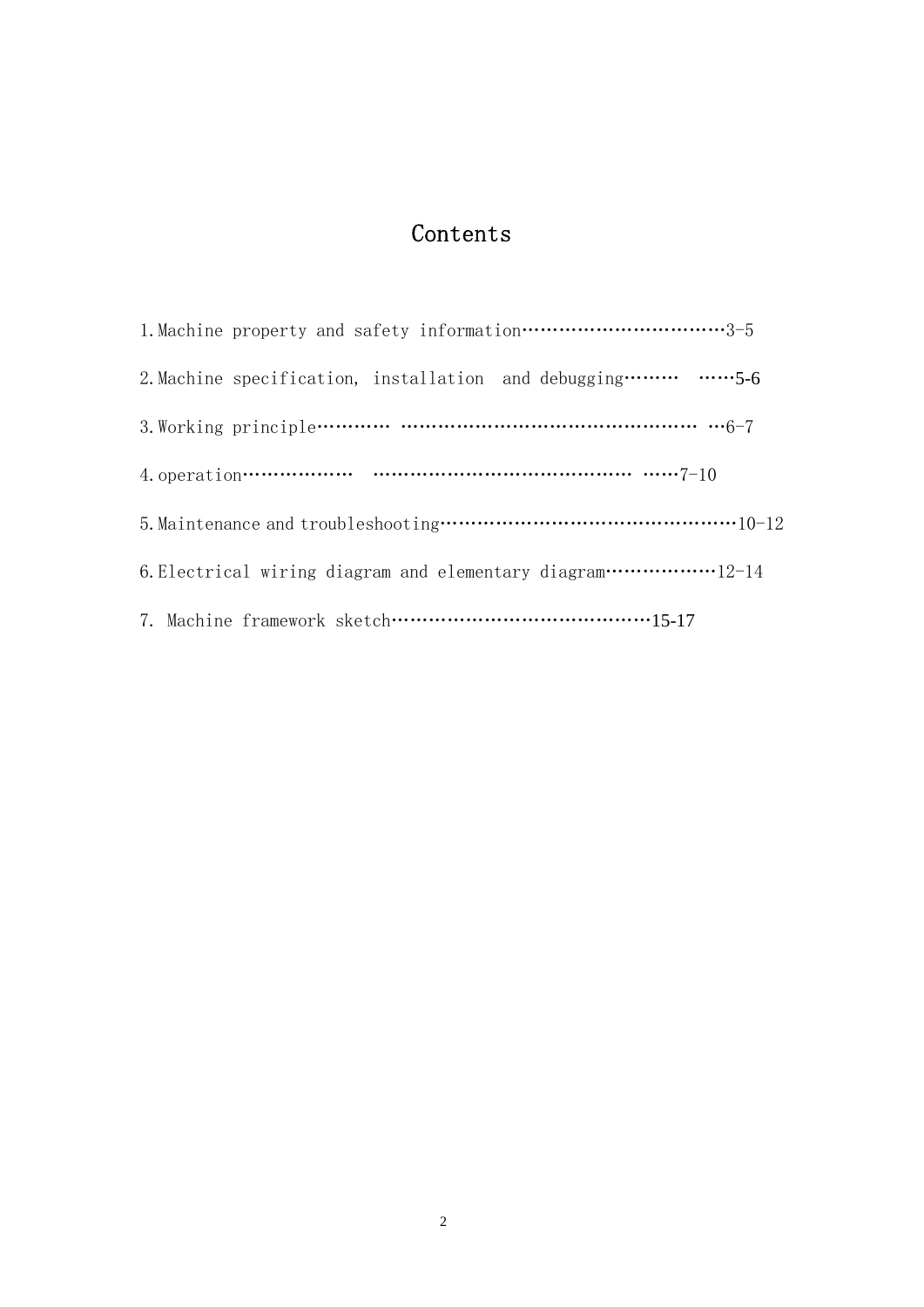# Contents

1.Machine property and safety information……………………………3-5

2.Machine specification, installation and debugging……… ……5-6

3.Working principle………… ………………………………………… …6-7

4.operation……………… ……………………………………… ……7-10

5.Maintenance and troubleshooting…………………………………………10-12

6.Electrical wiring diagram and elementary diagram………………12-14

7. Machine framework sketch……………………………………15-17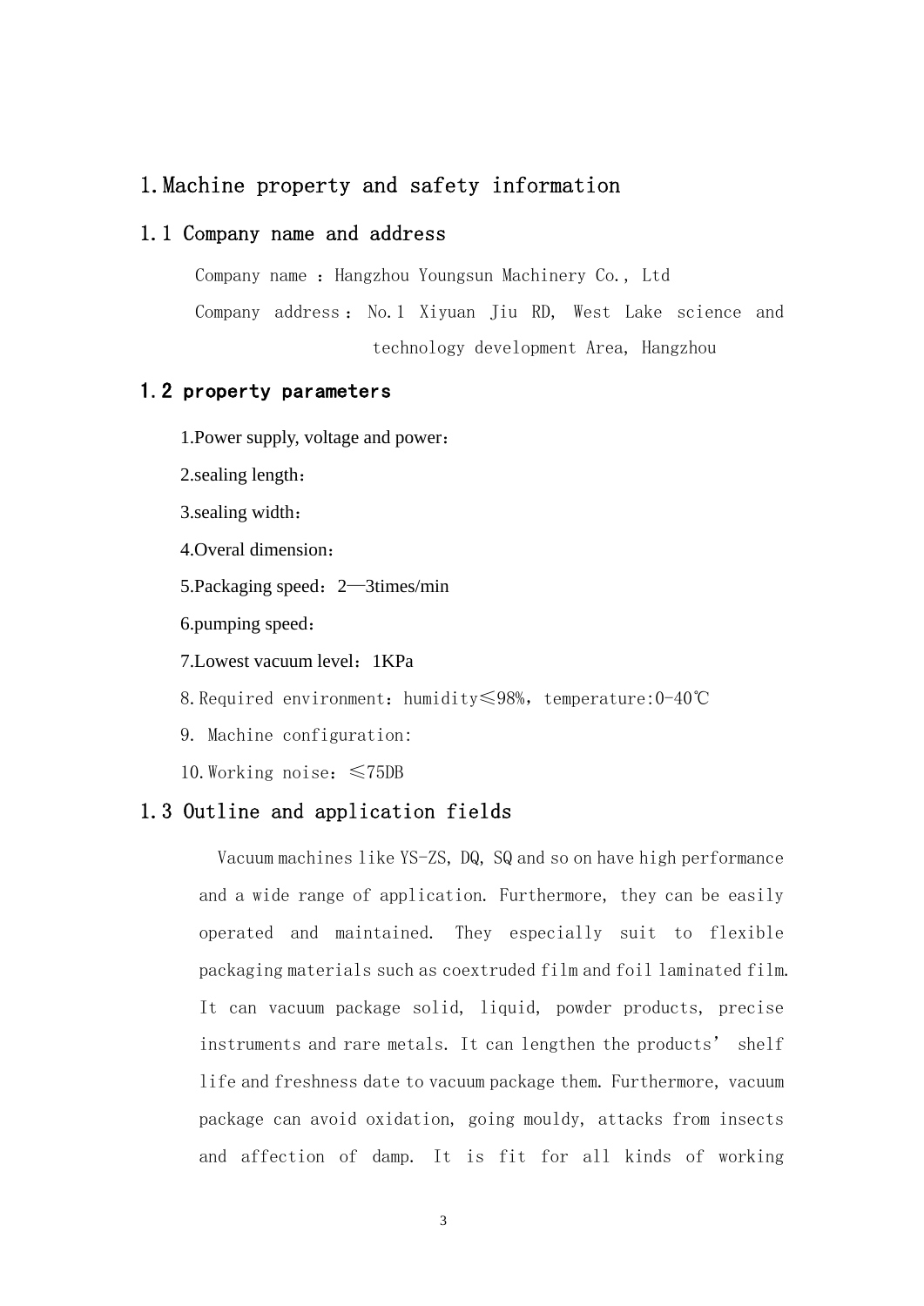# 1.Machine property and safety information

## 1.1 Company name and address

Company name ：Hangzhou Youngsun Machinery Co., Ltd

Company address：No.1 Xiyuan Jiu RD, West Lake science and technology development Area, Hangzhou

## 1.2 property parameters

1.Power supply, voltage and power：

2.sealing length：

3.sealing width：

4.Overal dimension：

5.Packaging speed：2—3times/min

6.pumping speed：

7.Lowest vacuum level：1KPa

8.Required environment：humidity≤98%，temperature:0-40℃

9. Machine configuration:

10.Working noise：≤75DB

## 1.3 Outline and application fields

Vacuum machines like YS-ZS, DQ, SQ and so on have high performance and a wide range of application. Furthermore, they can be easily operated and maintained. They especially suit to flexible packaging materials such as coextruded film and foil laminated film. It can vacuum package solid, liquid, powder products, precise instruments and rare metals. It can lengthen the products' shelf life and freshness date to vacuum package them. Furthermore, vacuum package can avoid oxidation, going mouldy, attacks from insects and affection of damp. It is fit for all kinds of working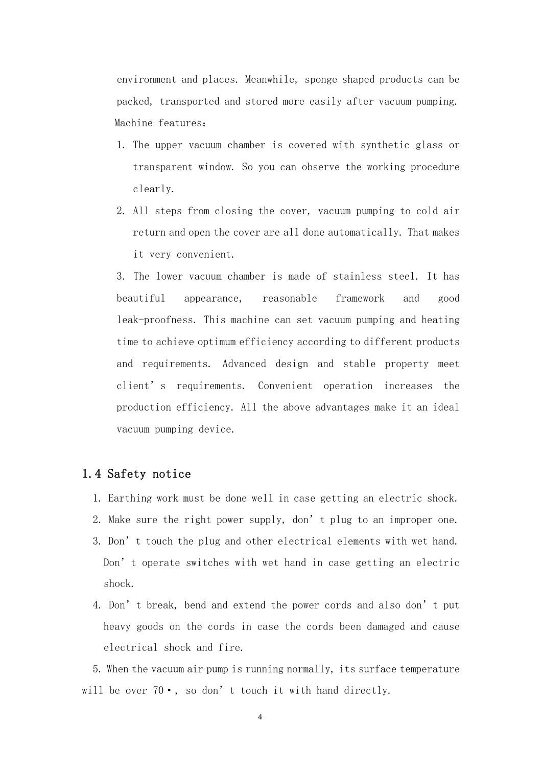environment and places. Meanwhile, sponge shaped products can be packed, transported and stored more easily after vacuum pumping.

Machine features：

1. The upper vacuum chamber is covered with synthetic glass or transparent window. So you can observe the working procedure clearly.
2. All steps from closing the cover, vacuum pumping to cold air return and open the cover are all done automatically. That makes it very convenient.
3. The lower vacuum chamber is made of stainless steel. It has beautiful appearance, reasonable framework and good leak-proofness. This machine can set vacuum pumping and heating time to achieve optimum efficiency according to different products and requirements. Advanced design and stable property meet client’s requirements. Convenient operation increases the production efficiency. All the above advantages make it an ideal vacuum pumping device.

## 1.4 Safety notice

1. Earthing work must be done well in case getting an electric shock.
2. Make sure the right power supply, don’t plug to an improper one.
3. Don’t touch the plug and other electrical elements with wet hand. Don’t operate switches with wet hand in case getting an electric shock.
4. Don’t break, bend and extend the power cords and also don’t put heavy goods on the cords in case the cords been damaged and cause electrical shock and fire.
5. When the vacuum air pump is running normally, its surface temperature will be over 70•, so don’t touch it with hand directly.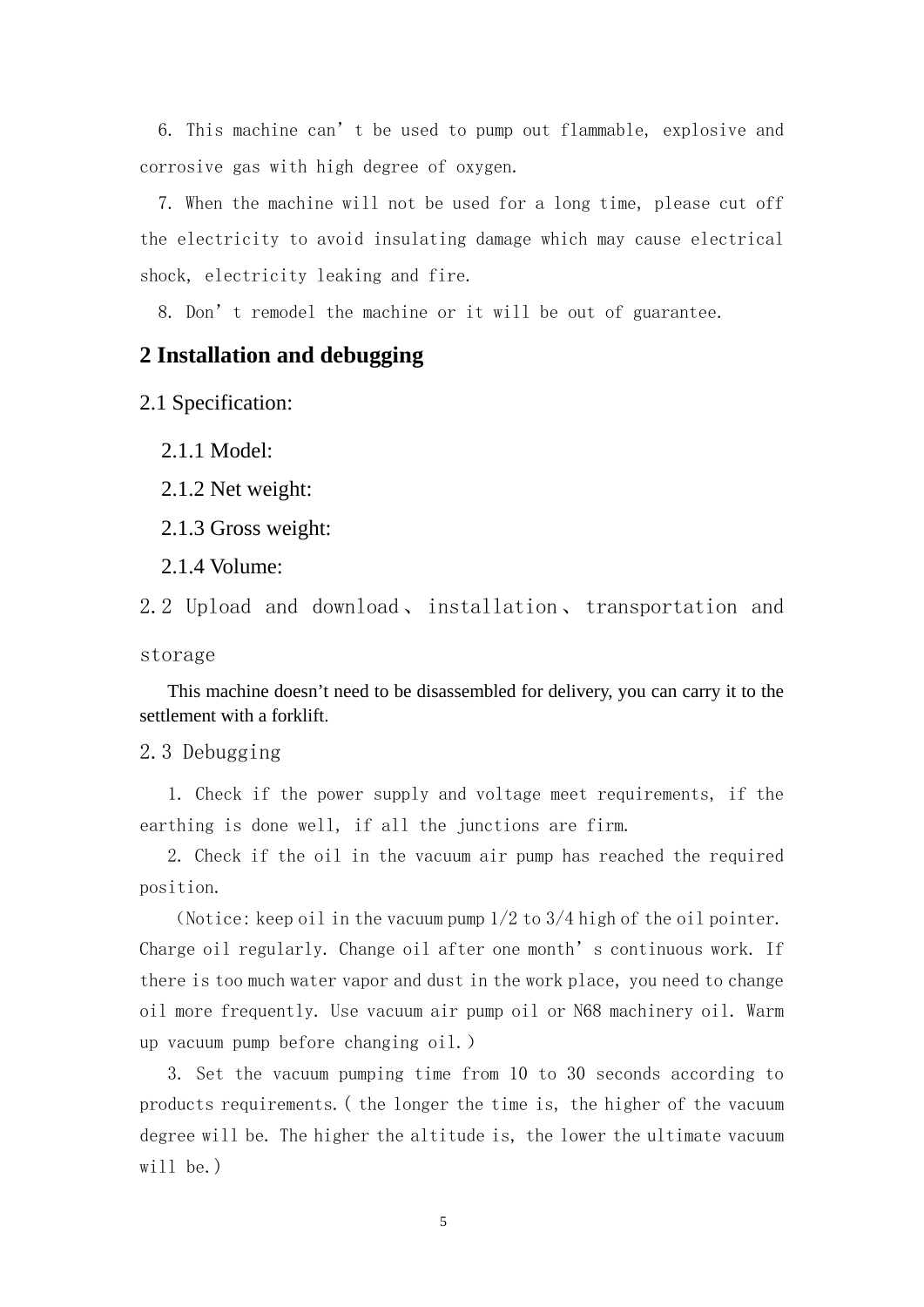6. This machine can't be used to pump out flammable, explosive and corrosive gas with high degree of oxygen.

7. When the machine will not be used for a long time, please cut off the electricity to avoid insulating damage which may cause electrical shock, electricity leaking and fire.

8. Don't remodel the machine or it will be out of guarantee.

# 2 Installation and debugging

## 2.1 Specification:

2.1.1 Model:

2.1.2 Net weight:

2.1.3 Gross weight:

2.1.4 Volume:

## 2.2 Upload and download、installation、transportation and storage

This machine doesn't need to be disassembled for delivery, you can carry it to the settlement with a forklift.

## 2.3 Debugging

1. Check if the power supply and voltage meet requirements, if the earthing is done well, if all the junctions are firm.

2. Check if the oil in the vacuum air pump has reached the required position.

（Notice: keep oil in the vacuum pump 1/2 to 3/4 high of the oil pointer. Charge oil regularly. Change oil after one month's continuous work. If there is too much water vapor and dust in the work place, you need to change oil more frequently. Use vacuum air pump oil or N68 machinery oil. Warm up vacuum pump before changing oil.）

3. Set the vacuum pumping time from 10 to 30 seconds according to products requirements.( the longer the time is, the higher of the vacuum degree will be. The higher the altitude is, the lower the ultimate vacuum will be.)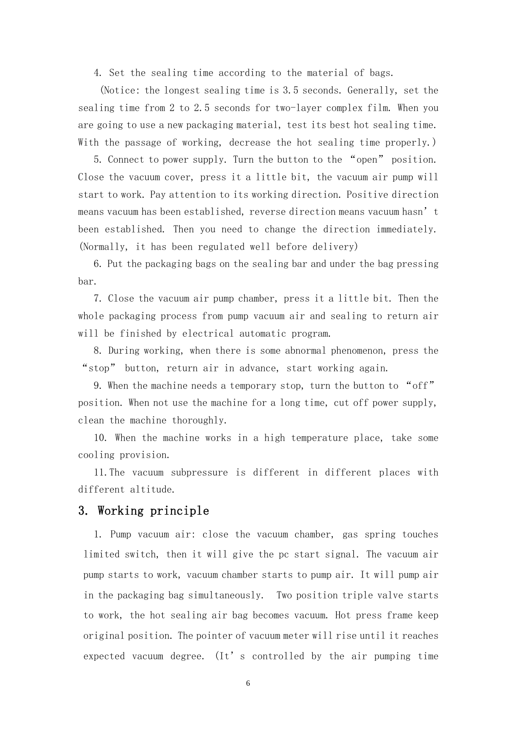4. Set the sealing time according to the material of bags.

(Notice: the longest sealing time is 3.5 seconds. Generally, set the sealing time from 2 to 2.5 seconds for two-layer complex film. When you are going to use a new packaging material, test its best hot sealing time. With the passage of working, decrease the hot sealing time properly.)

5. Connect to power supply. Turn the button to the "open" position. Close the vacuum cover, press it a little bit, the vacuum air pump will start to work. Pay attention to its working direction. Positive direction means vacuum has been established, reverse direction means vacuum hasn't been established. Then you need to change the direction immediately. (Normally, it has been regulated well before delivery)

6. Put the packaging bags on the sealing bar and under the bag pressing bar.

7. Close the vacuum air pump chamber, press it a little bit. Then the whole packaging process from pump vacuum air and sealing to return air will be finished by electrical automatic program.

8. During working, when there is some abnormal phenomenon, press the "stop" button, return air in advance, start working again.

9. When the machine needs a temporary stop, turn the button to "off" position. When not use the machine for a long time, cut off power supply, clean the machine thoroughly.

10. When the machine works in a high temperature place, take some cooling provision.

11. The vacuum subpressure is different in different places with different altitude.

## 3. Working principle

1. Pump vacuum air: close the vacuum chamber, gas spring touches limited switch, then it will give the pc start signal. The vacuum air pump starts to work, vacuum chamber starts to pump air. It will pump air in the packaging bag simultaneously. Two position triple valve starts to work, the hot sealing air bag becomes vacuum. Hot press frame keep original position. The pointer of vacuum meter will rise until it reaches expected vacuum degree. (It's controlled by the air pumping time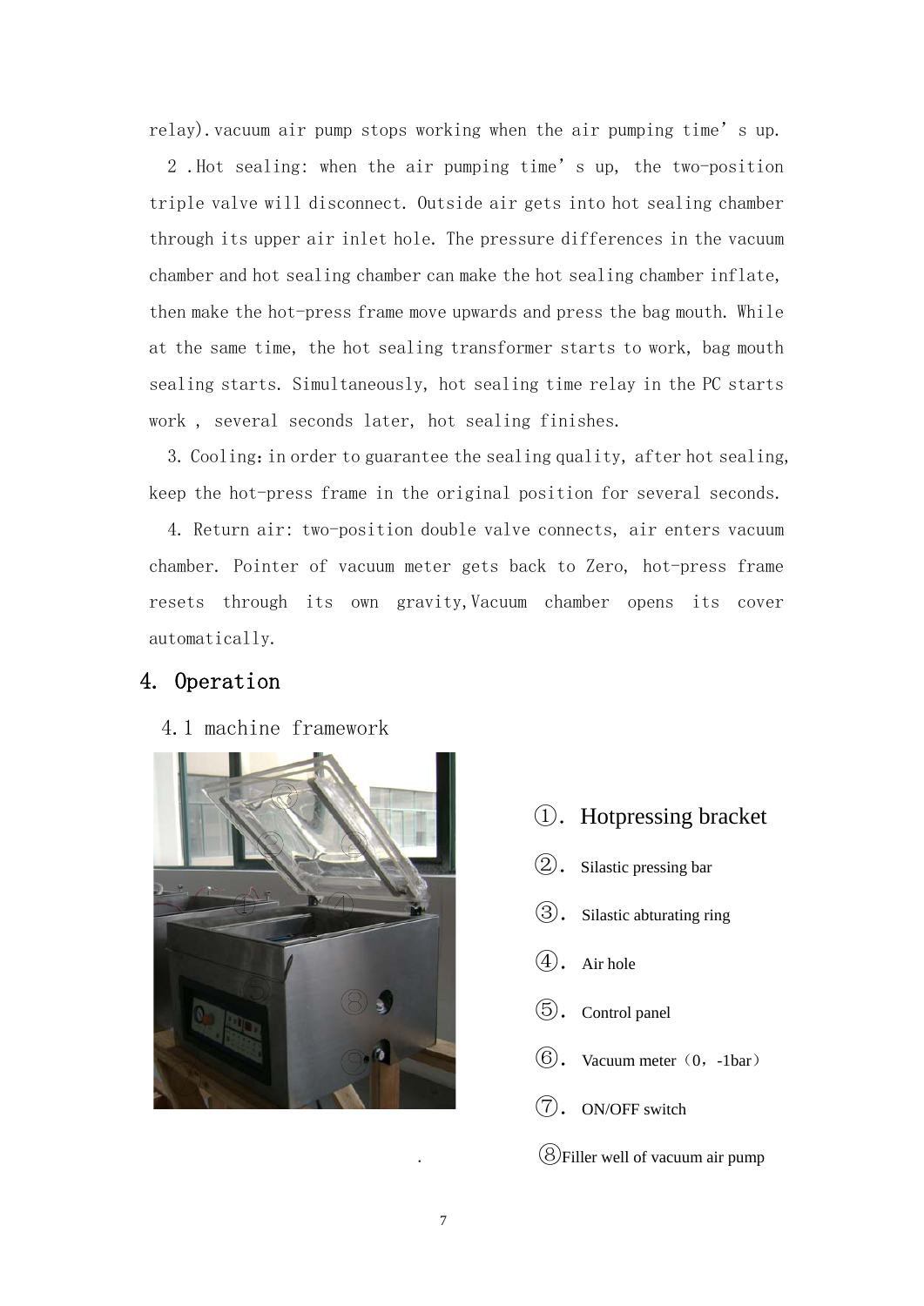relay).vacuum air pump stops working when the air pumping time's up.

2 .Hot sealing: when the air pumping time's up, the two-position triple valve will disconnect. Outside air gets into hot sealing chamber through its upper air inlet hole. The pressure differences in the vacuum chamber and hot sealing chamber can make the hot sealing chamber inflate, then make the hot-press frame move upwards and press the bag mouth. While at the same time, the hot sealing transformer starts to work, bag mouth sealing starts. Simultaneously, hot sealing time relay in the PC starts work , several seconds later, hot sealing finishes.

3. Cooling: in order to guarantee the sealing quality, after hot sealing, keep the hot-press frame in the original position for several seconds.

4. Return air: two-position double valve connects, air enters vacuum chamber. Pointer of vacuum meter gets back to Zero, hot-press frame resets through its own gravity,Vacuum chamber opens its cover automatically.

# 4. Operation

## 4.1 machine framework

①. Hotpressing bracket

②. Silastic pressing bar

③. Silastic abturating ring

④. Air hole

⑤. Control panel

⑥. Vacuum meter（0，-1bar）

⑦. ON/OFF switch

⑧Filler well of vacuum air pump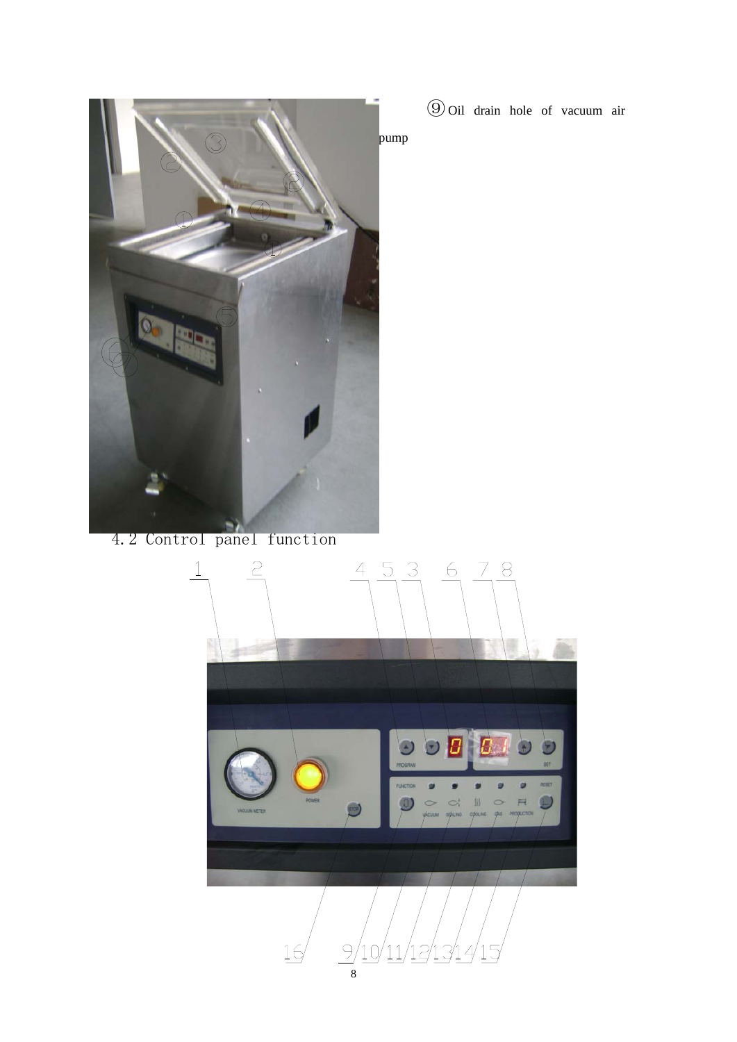⑨ Oil drain hole of vacuum air pump

4.2 Control panel function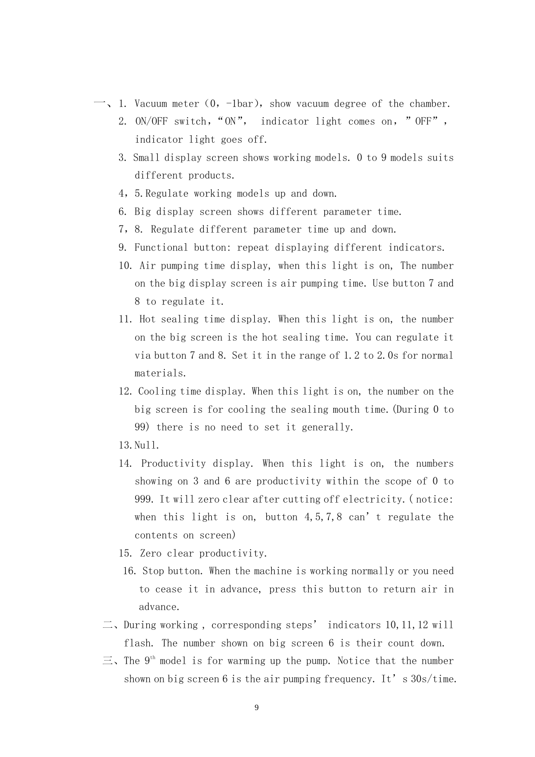一、1. Vacuum meter (0, -1bar), show vacuum degree of the chamber.

2. ON/OFF switch,"ON", indicator light comes on, "OFF", indicator light goes off.

3. Small display screen shows working models. 0 to 9 models suits different products.

4, 5. Regulate working models up and down.

6. Big display screen shows different parameter time.

7, 8. Regulate different parameter time up and down.

9. Functional button: repeat displaying different indicators.

10. Air pumping time display, when this light is on, The number on the big display screen is air pumping time. Use button 7 and 8 to regulate it.

11. Hot sealing time display. When this light is on, the number on the big screen is the hot sealing time. You can regulate it via button 7 and 8. Set it in the range of 1.2 to 2.0s for normal materials.

12. Cooling time display. When this light is on, the number on the big screen is for cooling the sealing mouth time.(During 0 to 99) there is no need to set it generally.

13. Null.

14. Productivity display. When this light is on, the numbers showing on 3 and 6 are productivity within the scope of 0 to 999. It will zero clear after cutting off electricity.( notice: when this light is on, button 4,5,7,8 can't regulate the contents on screen)

15. Zero clear productivity.

16. Stop button. When the machine is working normally or you need to cease it in advance, press this button to return air in advance.

二、During working , corresponding steps' indicators 10,11,12 will flash. The number shown on big screen 6 is their count down.

三、The 9th model is for warming up the pump. Notice that the number shown on big screen 6 is the air pumping frequency. It's 30s/time.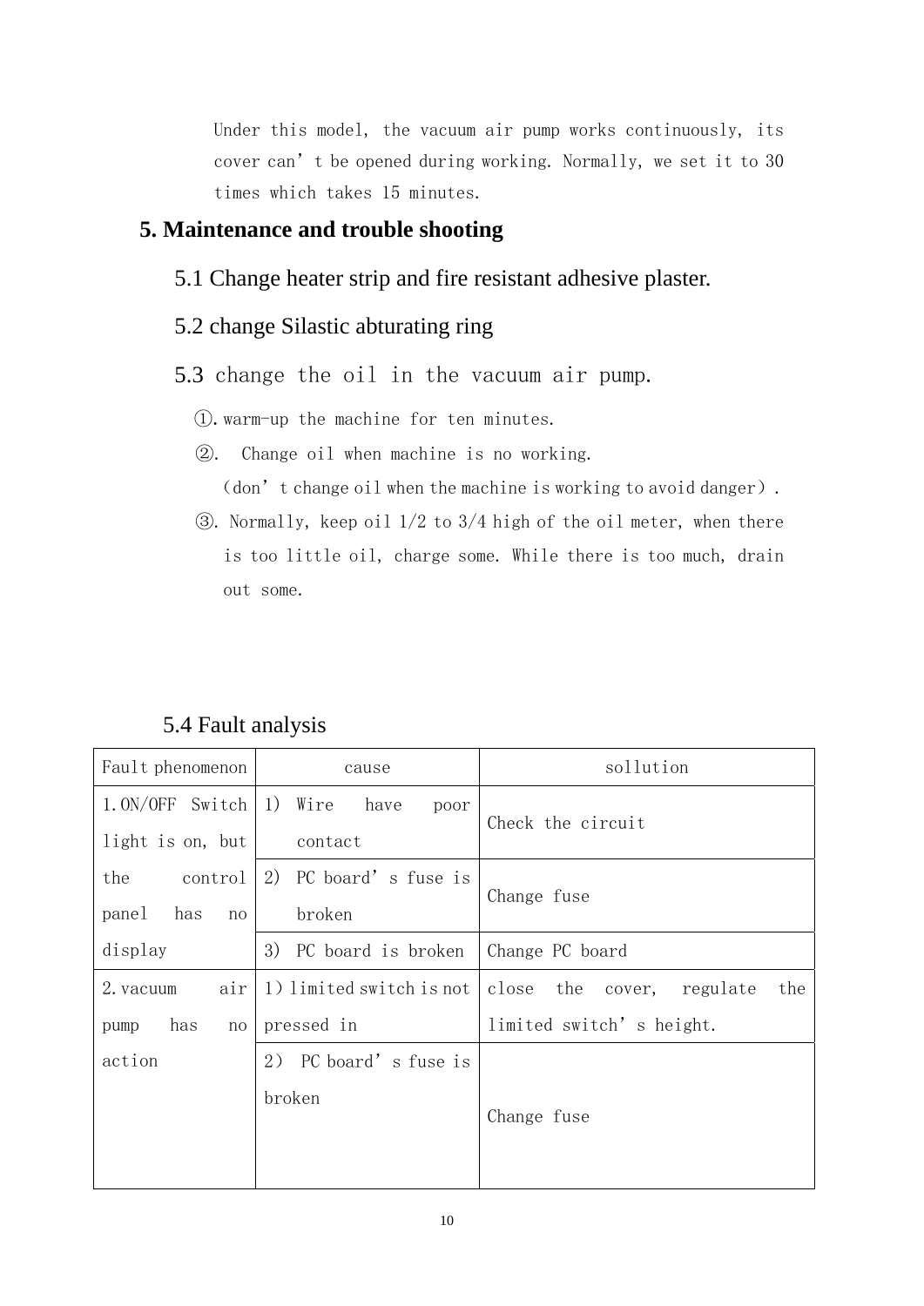Under this model, the vacuum air pump works continuously, its cover can't be opened during working. Normally, we set it to 30 times which takes 15 minutes.

## 5. Maintenance and trouble shooting

### 5.1 Change heater strip and fire resistant adhesive plaster.

### 5.2 change Silastic abturating ring

### 5.3 change the oil in the vacuum air pump.

①. warm-up the machine for ten minutes.

②. Change oil when machine is no working. (don't change oil when the machine is working to avoid danger).

③. Normally, keep oil 1/2 to 3/4 high of the oil meter, when there is too little oil, charge some. While there is too much, drain out some.

### 5.4 Fault analysis

| Fault phenomenon | cause | sollution |
|---|---|---|
| 1. ON/OFF Switch light is on, but the control panel has no display | 1) Wire have poor contact | Check the circuit |
| | 2) PC board's fuse is broken | Change fuse |
| | 3) PC board is broken | Change PC board |
| 2. vacuum air pump has no action | 1) limited switch is not pressed in | close the cover, regulate the limited switch's height. |
| | 2) PC board's fuse is broken | Change fuse |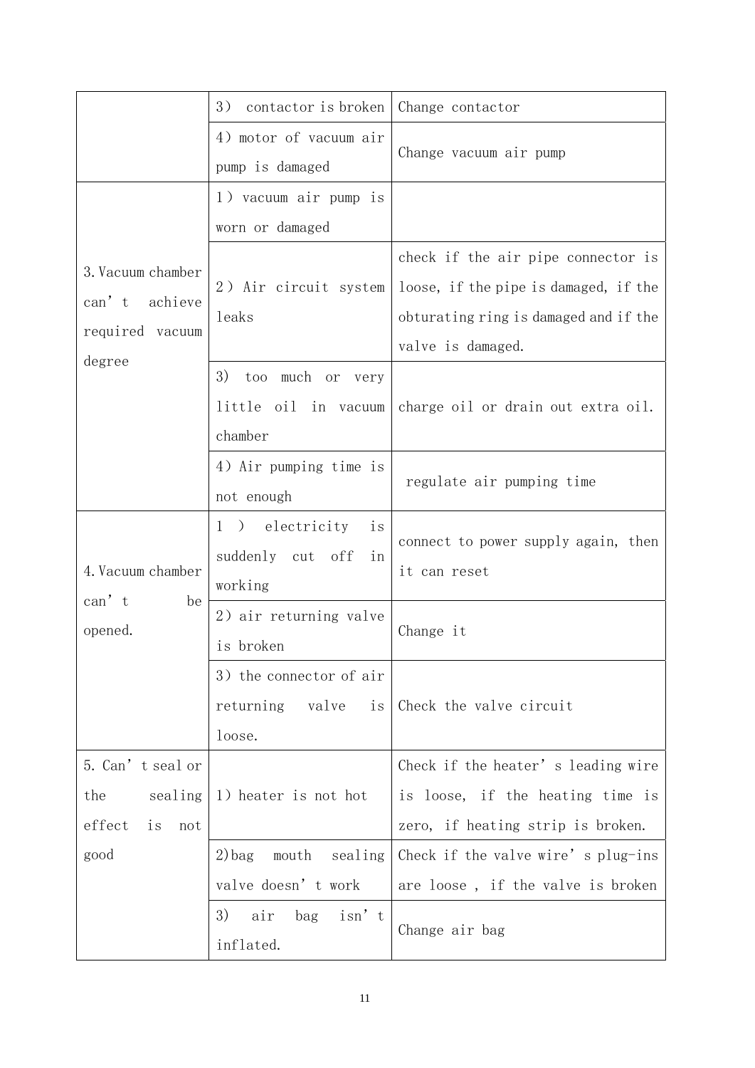| | | |
|---|---|---|
| | 3） contactor is broken | Change contactor |
| | 4）motor of vacuum air pump is damaged | Change vacuum air pump |
| 3.Vacuum chamber can’t achieve required vacuum degree | 1）vacuum air pump is worn or damaged | |
| | 2）Air circuit system leaks | check if the air pipe connector is loose, if the pipe is damaged, if the obturating ring is damaged and if the valve is damaged. |
| | 3) too much or very little oil in vacuum chamber | charge oil or drain out extra oil. |
| | 4）Air pumping time is not enough | regulate air pumping time |
| 4.Vacuum chamber can’t be opened. | 1 ） electricity is suddenly cut off in working | connect to power supply again, then it can reset |
| | 2）air returning valve is broken | Change it |
| | 3）the connector of air returning valve is loose. | Check the valve circuit |
| 5. Can’t seal or the sealing effect is not good | 1）heater is not hot | Check if the heater’s leading wire is loose, if the heating time is zero, if heating strip is broken. |
| | 2)bag mouth sealing valve doesn’t work | Check if the valve wire’s plug-ins are loose , if the valve is broken |
| | 3) air bag isn’t inflated. | Change air bag |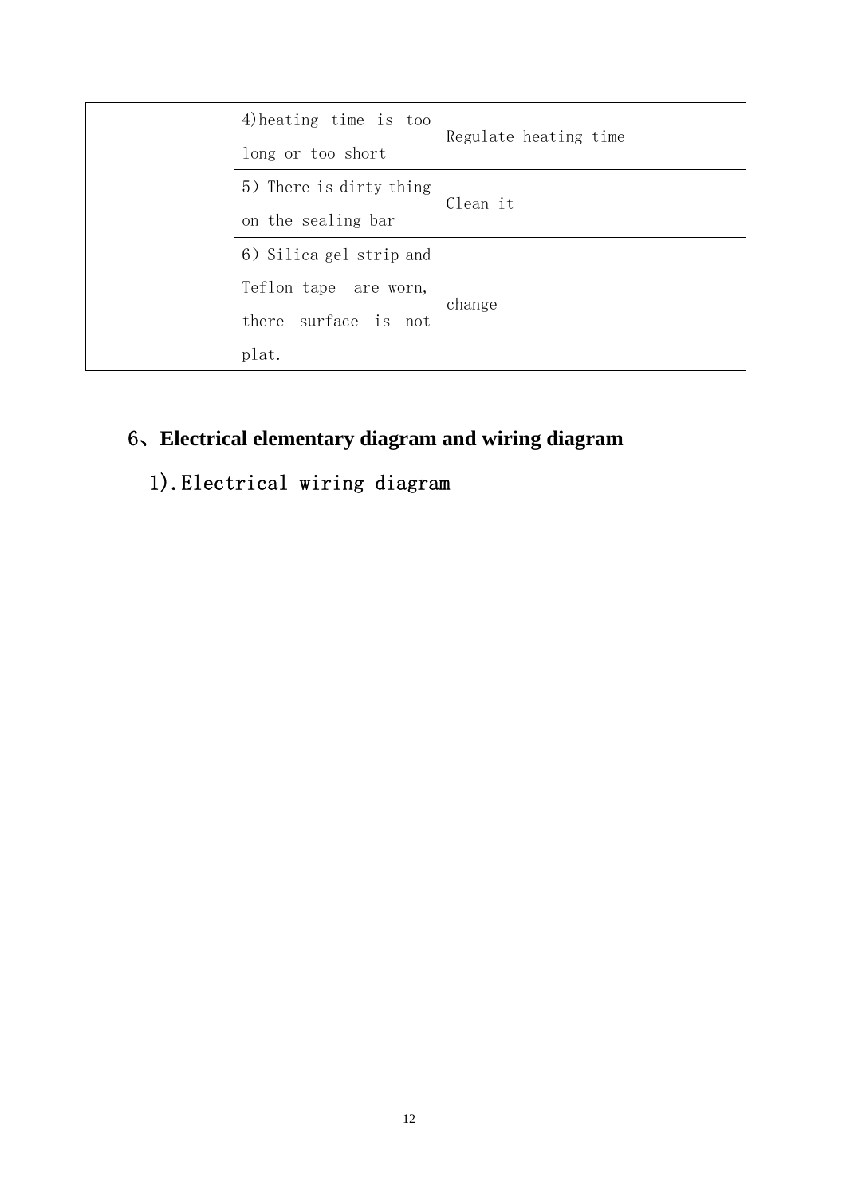| | | |
|---|---|---|
| | 4)heating time is too long or too short | Regulate heating time |
| | 5) There is dirty thing on the sealing bar | Clean it |
| | 6) Silica gel strip and Teflon tape are worn, there surface is not plat. | change |

## 6、Electrical elementary diagram and wiring diagram

### 1).Electrical wiring diagram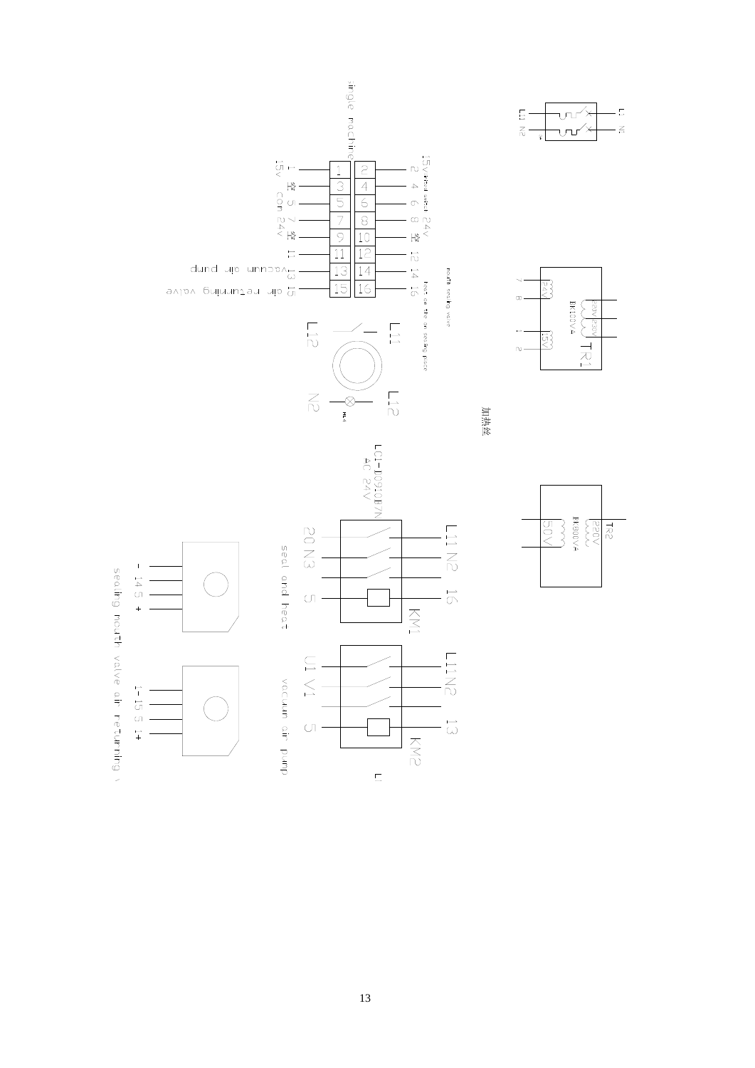single machine

15v 1 — 1 | 2 — 2 15v(Wired switch)

空 3 — 3 | 4 — 4

con 5 — 5 | 6 — 6

24v 7 — 7 | 8 — 8 24v

空 9 — 9 | 10 — 10 空

11 — 11 | 12 — 12

vacuum air pump 13 — 13 | 14 — 14 mouth sealing valve

air returning valve 15 — 15 | 16 — 16 heat on the air sealing piece

L11 N2 — L1 N1

TR1 220V 230V BK100VA 24V 7 8 15V 1 2

加热丝

TR2 220V BK900VA 50V

L11 L12 L12 N2

LC1-D0910B7N AC 24V

KM1: L11 N2 16 / 20 N3 5 — seal and heat

KM2: L11N2 13 / U1 V1 5 — vacuum air pump

- 14 5 + sealing mouth valve

1-15 5 1+ air returning v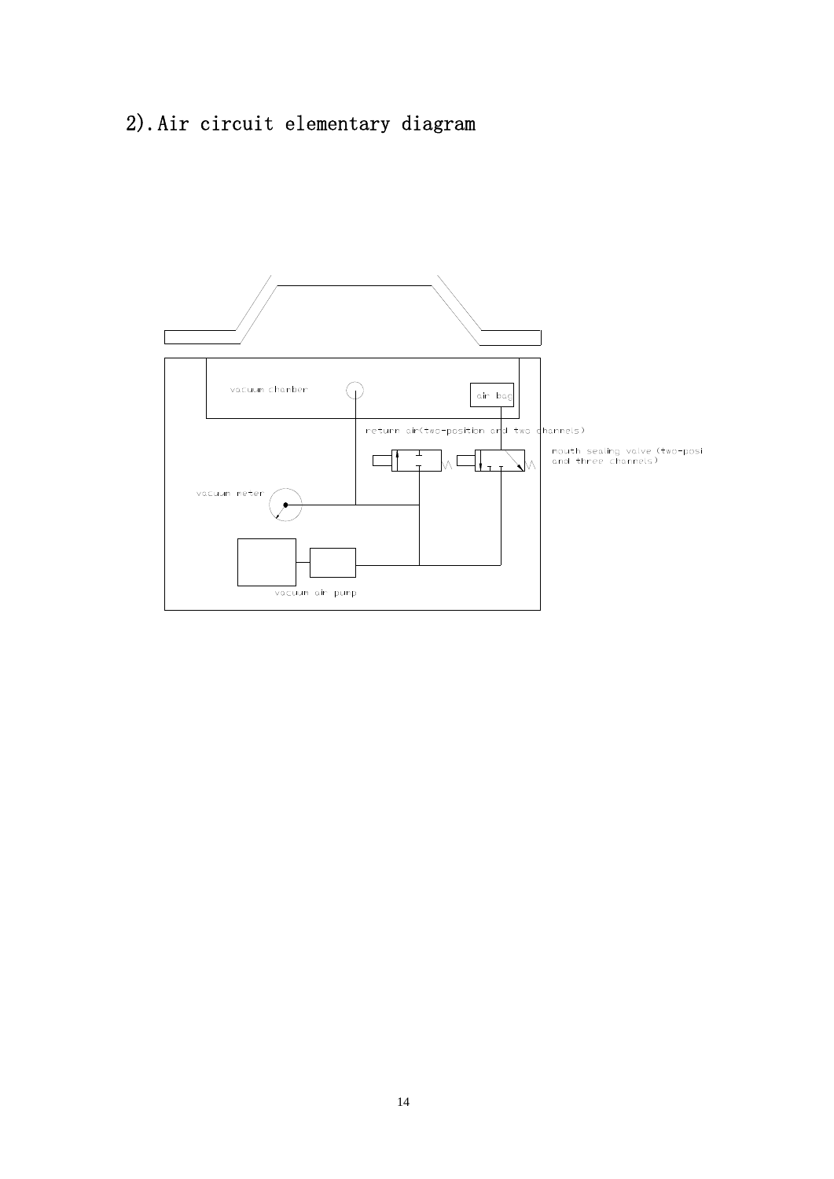## 2). Air circuit elementary diagram

vacuum chamber

air bag

return air(two-position and two channels)

mouth sealing valve (two-posi and three channels)

vacuum meter

vacuum air pump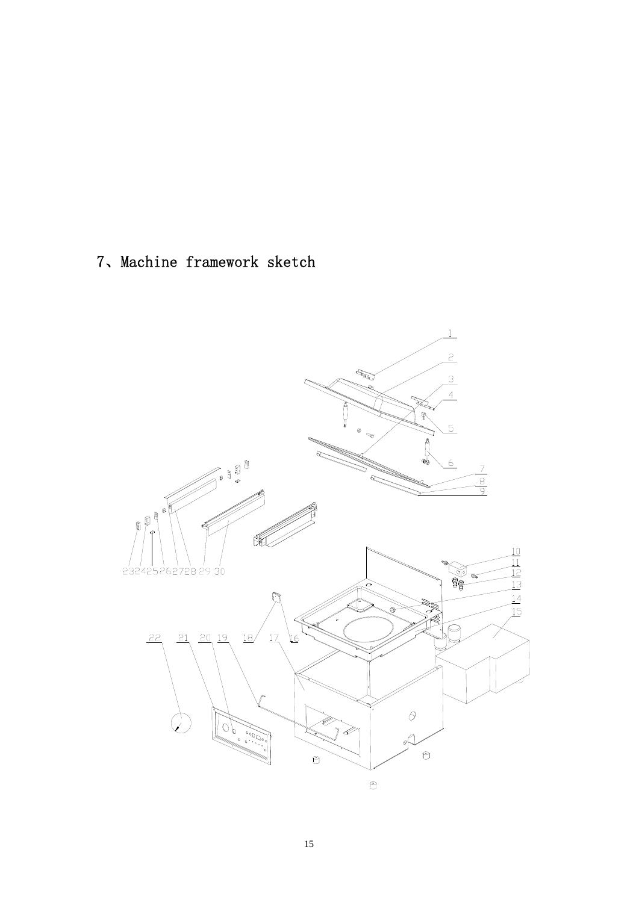# 7、Machine framework sketch

1
2
3
4
5
6
7
8
9
10
11
12
13
14
15
23 24 25 26 27 28 29 30
22 21 20 19 18 17 16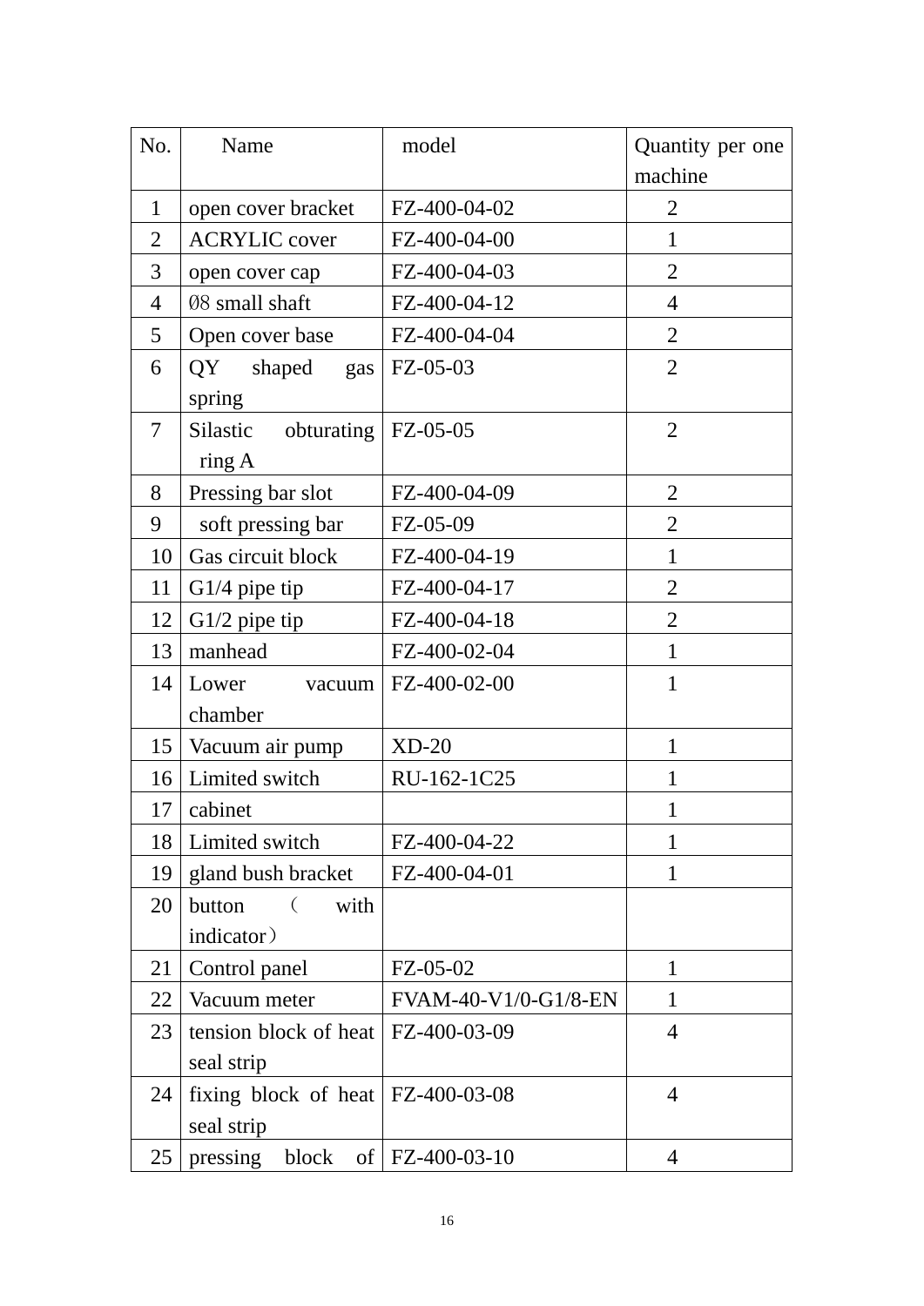| No. | Name | model | Quantity per one machine |
|---|---|---|---|
| 1 | open cover bracket | FZ-400-04-02 | 2 |
| 2 | ACRYLIC cover | FZ-400-04-00 | 1 |
| 3 | open cover cap | FZ-400-04-03 | 2 |
| 4 | Ø8 small shaft | FZ-400-04-12 | 4 |
| 5 | Open cover base | FZ-400-04-04 | 2 |
| 6 | QY shaped gas spring | FZ-05-03 | 2 |
| 7 | Silastic obturating ring A | FZ-05-05 | 2 |
| 8 | Pressing bar slot | FZ-400-04-09 | 2 |
| 9 | soft pressing bar | FZ-05-09 | 2 |
| 10 | Gas circuit block | FZ-400-04-19 | 1 |
| 11 | G1/4 pipe tip | FZ-400-04-17 | 2 |
| 12 | G1/2 pipe tip | FZ-400-04-18 | 2 |
| 13 | manhead | FZ-400-02-04 | 1 |
| 14 | Lower vacuum chamber | FZ-400-02-00 | 1 |
| 15 | Vacuum air pump | XD-20 | 1 |
| 16 | Limited switch | RU-162-1C25 | 1 |
| 17 | cabinet | | 1 |
| 18 | Limited switch | FZ-400-04-22 | 1 |
| 19 | gland bush bracket | FZ-400-04-01 | 1 |
| 20 | button （ with indicator） | | |
| 21 | Control panel | FZ-05-02 | 1 |
| 22 | Vacuum meter | FVAM-40-V1/0-G1/8-EN | 1 |
| 23 | tension block of heat seal strip | FZ-400-03-09 | 4 |
| 24 | fixing block of heat seal strip | FZ-400-03-08 | 4 |
| 25 | pressing block of | FZ-400-03-10 | 4 |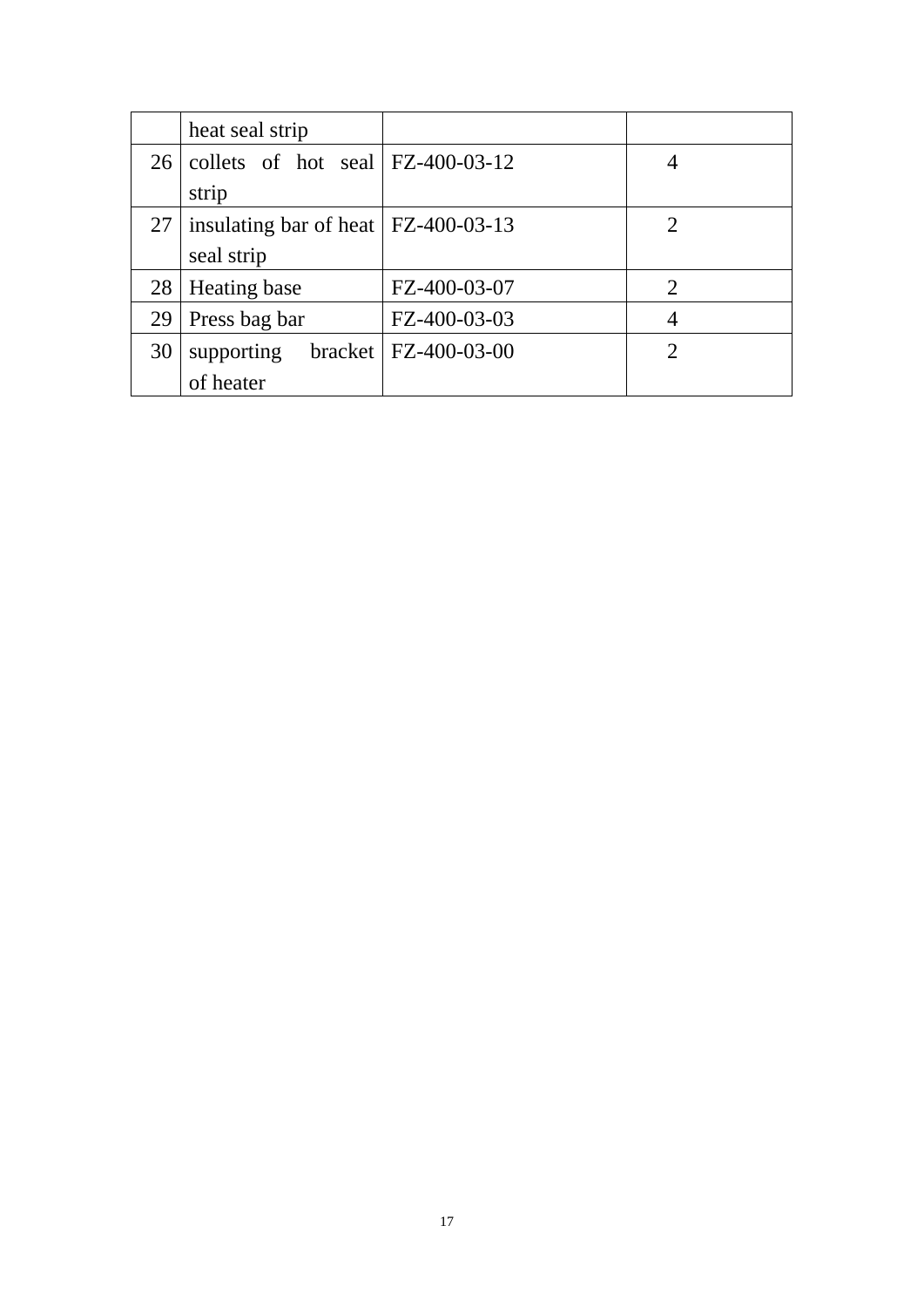| | | | |
|---|---|---|---|
| | heat seal strip | | |
| 26 | collets of hot seal strip | FZ-400-03-12 | 4 |
| 27 | insulating bar of heat seal strip | FZ-400-03-13 | 2 |
| 28 | Heating base | FZ-400-03-07 | 2 |
| 29 | Press bag bar | FZ-400-03-03 | 4 |
| 30 | supporting bracket of heater | FZ-400-03-00 | 2 |